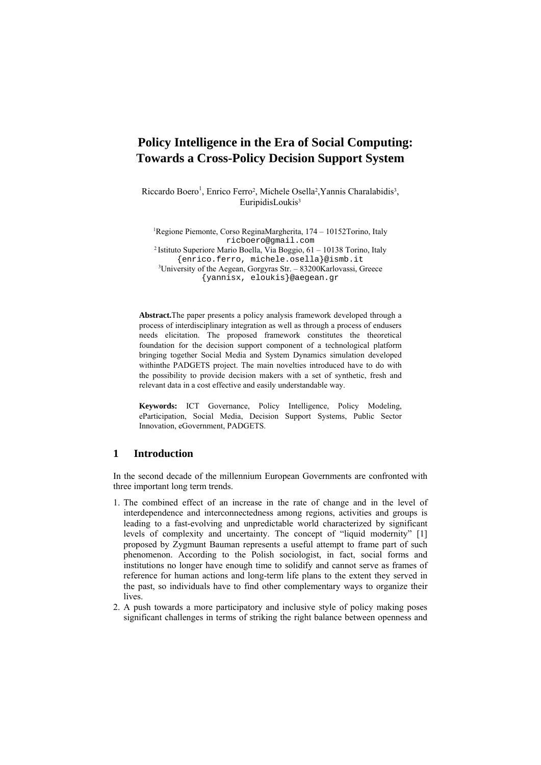# Policy Intelligence in the Era of Social Computing: Towards a Cross-Policy Decision Support System

Riccardo Boero[1], Enrico Ferro[2], Michele Osella[2],Yannis Charalabidis[3], EuripidisLoukis[3]

[1]Regione Piemonte, Corso ReginaMargherita, 174 – 10152Torino, Italy
ricboero@gmail.com
[2] Istituto Superiore Mario Boella, Via Boggio, 61 – 10138 Torino, Italy
{enrico.ferro, michele.osella}@ismb.it
[3]University of the Aegean, Gorgyras Str. – 83200Karlovassi, Greece
{yannisx, eloukis}@aegean.gr

**Abstract.**The paper presents a policy analysis framework developed through a process of interdisciplinary integration as well as through a process of endusers needs elicitation. The proposed framework constitutes the theoretical foundation for the decision support component of a technological platform bringing together Social Media and System Dynamics simulation developed withinthe PADGETS project. The main novelties introduced have to do with the possibility to provide decision makers with a set of synthetic, fresh and relevant data in a cost effective and easily understandable way.

**Keywords:** ICT Governance, Policy Intelligence, Policy Modeling, eParticipation, Social Media, Decision Support Systems, Public Sector Innovation, eGovernment, PADGETS.

## 1 Introduction

In the second decade of the millennium European Governments are confronted with three important long term trends.

1. The combined effect of an increase in the rate of change and in the level of interdependence and interconnectedness among regions, activities and groups is leading to a fast-evolving and unpredictable world characterized by significant levels of complexity and uncertainty. The concept of "liquid modernity" [1] proposed by Zygmunt Bauman represents a useful attempt to frame part of such phenomenon. According to the Polish sociologist, in fact, social forms and institutions no longer have enough time to solidify and cannot serve as frames of reference for human actions and long-term life plans to the extent they served in the past, so individuals have to find other complementary ways to organize their lives.
2. A push towards a more participatory and inclusive style of policy making poses significant challenges in terms of striking the right balance between openness and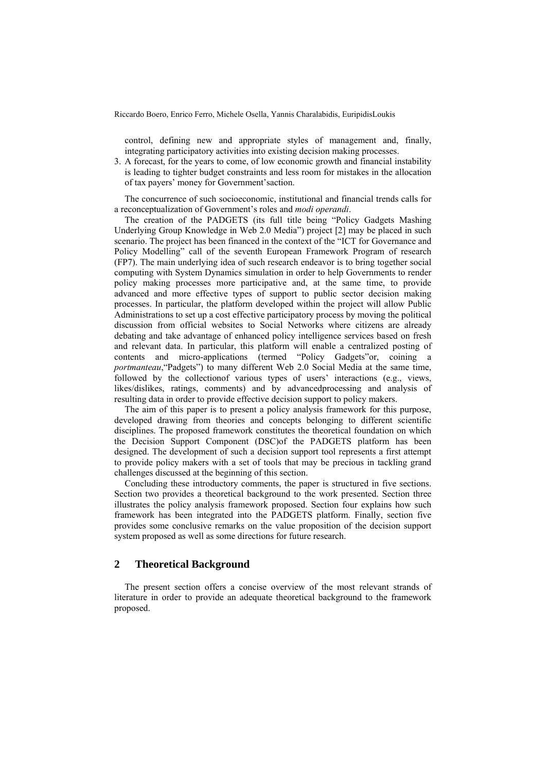control, defining new and appropriate styles of management and, finally, integrating participatory activities into existing decision making processes.

3. A forecast, for the years to come, of low economic growth and financial instability is leading to tighter budget constraints and less room for mistakes in the allocation of tax payers' money for Government'saction.

The concurrence of such socioeconomic, institutional and financial trends calls for a reconceptualization of Government's roles and *modi operandi*.

The creation of the PADGETS (its full title being "Policy Gadgets Mashing Underlying Group Knowledge in Web 2.0 Media") project [2] may be placed in such scenario. The project has been financed in the context of the "ICT for Governance and Policy Modelling" call of the seventh European Framework Program of research (FP7). The main underlying idea of such research endeavor is to bring together social computing with System Dynamics simulation in order to help Governments to render policy making processes more participative and, at the same time, to provide advanced and more effective types of support to public sector decision making processes. In particular, the platform developed within the project will allow Public Administrations to set up a cost effective participatory process by moving the political discussion from official websites to Social Networks where citizens are already debating and take advantage of enhanced policy intelligence services based on fresh and relevant data. In particular, this platform will enable a centralized posting of contents and micro-applications (termed "Policy Gadgets"or, coining a *portmanteau*,"Padgets") to many different Web 2.0 Social Media at the same time, followed by the collectionof various types of users' interactions (e.g., views, likes/dislikes, ratings, comments) and by advancedprocessing and analysis of resulting data in order to provide effective decision support to policy makers.

The aim of this paper is to present a policy analysis framework for this purpose, developed drawing from theories and concepts belonging to different scientific disciplines. The proposed framework constitutes the theoretical foundation on which the Decision Support Component (DSC)of the PADGETS platform has been designed. The development of such a decision support tool represents a first attempt to provide policy makers with a set of tools that may be precious in tackling grand challenges discussed at the beginning of this section.

Concluding these introductory comments, the paper is structured in five sections. Section two provides a theoretical background to the work presented. Section three illustrates the policy analysis framework proposed. Section four explains how such framework has been integrated into the PADGETS platform. Finally, section five provides some conclusive remarks on the value proposition of the decision support system proposed as well as some directions for future research.

## 2 Theoretical Background

The present section offers a concise overview of the most relevant strands of literature in order to provide an adequate theoretical background to the framework proposed.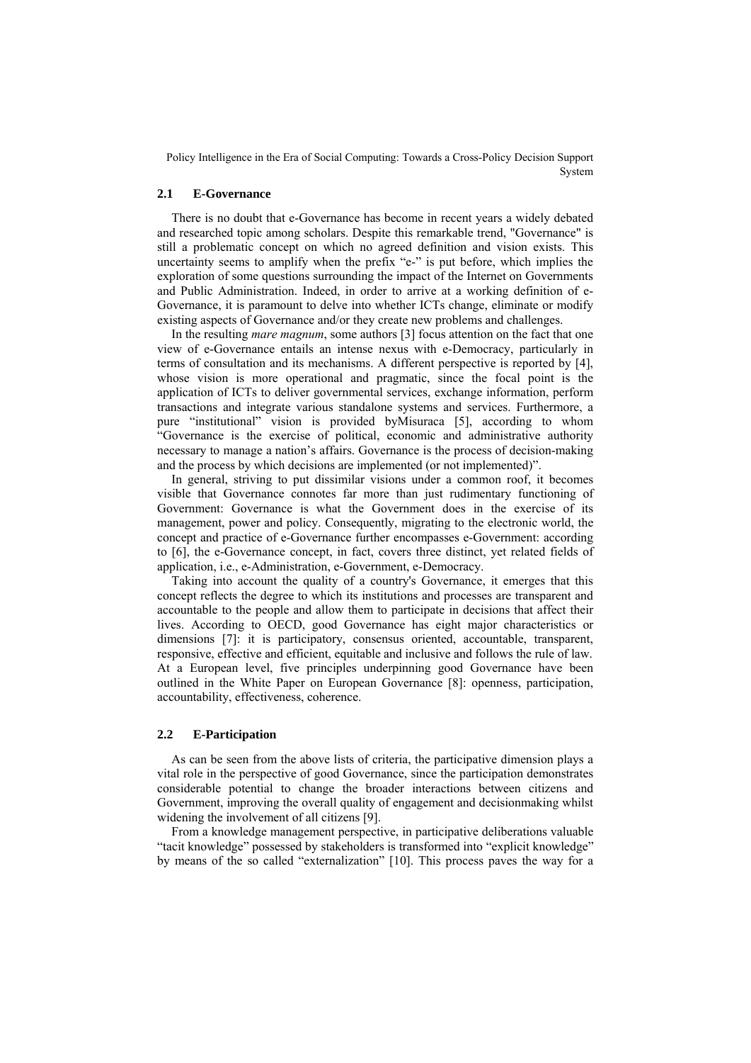## 2.1 E-Governance

There is no doubt that e-Governance has become in recent years a widely debated and researched topic among scholars. Despite this remarkable trend, "Governance" is still a problematic concept on which no agreed definition and vision exists. This uncertainty seems to amplify when the prefix "e-" is put before, which implies the exploration of some questions surrounding the impact of the Internet on Governments and Public Administration. Indeed, in order to arrive at a working definition of e-Governance, it is paramount to delve into whether ICTs change, eliminate or modify existing aspects of Governance and/or they create new problems and challenges.

In the resulting *mare magnum*, some authors [3] focus attention on the fact that one view of e-Governance entails an intense nexus with e-Democracy, particularly in terms of consultation and its mechanisms. A different perspective is reported by [4], whose vision is more operational and pragmatic, since the focal point is the application of ICTs to deliver governmental services, exchange information, perform transactions and integrate various standalone systems and services. Furthermore, a pure "institutional" vision is provided byMisuraca [5], according to whom "Governance is the exercise of political, economic and administrative authority necessary to manage a nation's affairs. Governance is the process of decision-making and the process by which decisions are implemented (or not implemented)".

In general, striving to put dissimilar visions under a common roof, it becomes visible that Governance connotes far more than just rudimentary functioning of Government: Governance is what the Government does in the exercise of its management, power and policy. Consequently, migrating to the electronic world, the concept and practice of e-Governance further encompasses e-Government: according to [6], the e-Governance concept, in fact, covers three distinct, yet related fields of application, i.e., e-Administration, e-Government, e-Democracy.

Taking into account the quality of a country's Governance, it emerges that this concept reflects the degree to which its institutions and processes are transparent and accountable to the people and allow them to participate in decisions that affect their lives. According to OECD, good Governance has eight major characteristics or dimensions [7]: it is participatory, consensus oriented, accountable, transparent, responsive, effective and efficient, equitable and inclusive and follows the rule of law. At a European level, five principles underpinning good Governance have been outlined in the White Paper on European Governance [8]: openness, participation, accountability, effectiveness, coherence.

## 2.2 E-Participation

As can be seen from the above lists of criteria, the participative dimension plays a vital role in the perspective of good Governance, since the participation demonstrates considerable potential to change the broader interactions between citizens and Government, improving the overall quality of engagement and decisionmaking whilst widening the involvement of all citizens [9].

From a knowledge management perspective, in participative deliberations valuable "tacit knowledge" possessed by stakeholders is transformed into "explicit knowledge" by means of the so called "externalization" [10]. This process paves the way for a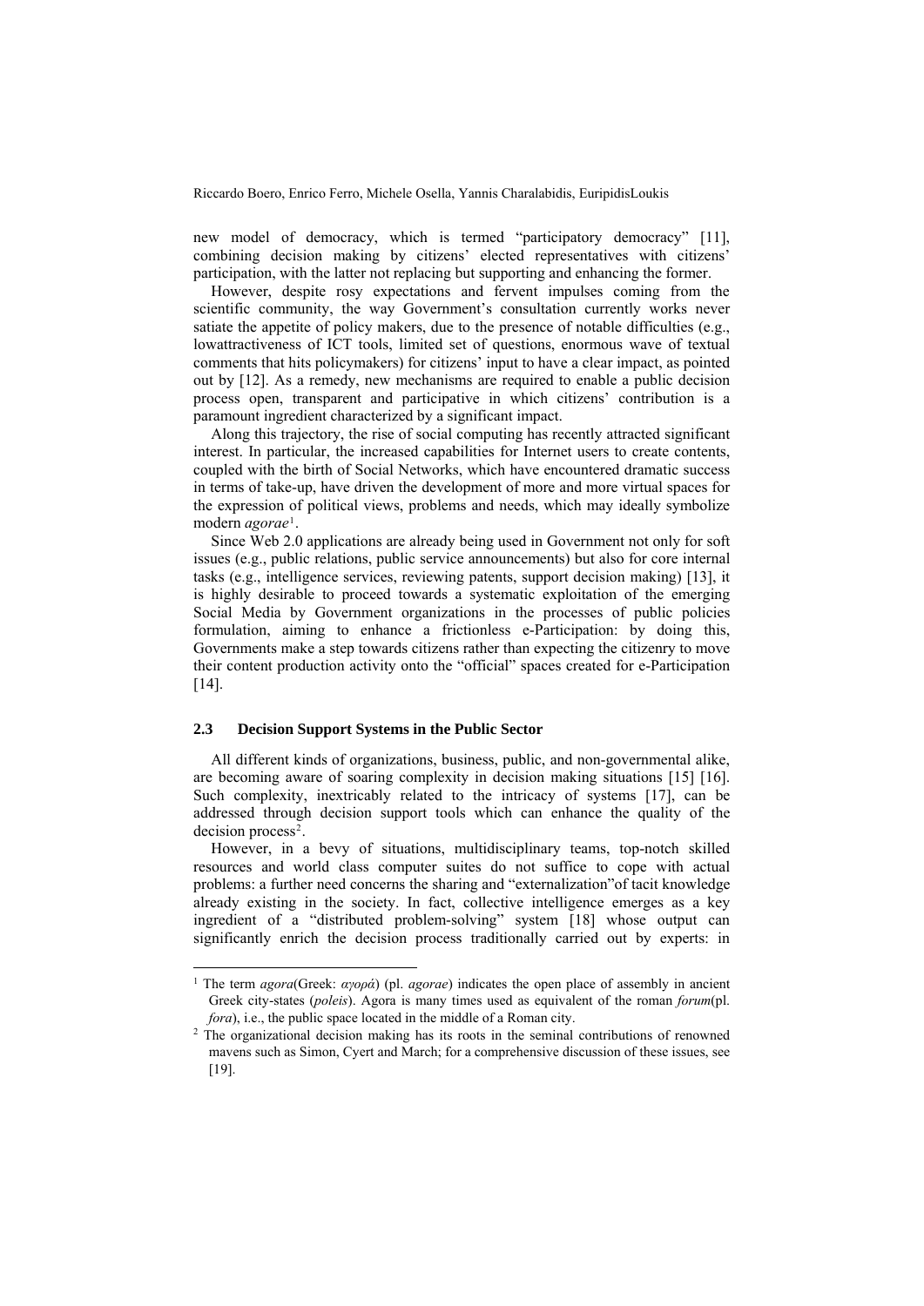new model of democracy, which is termed "participatory democracy" [11], combining decision making by citizens' elected representatives with citizens' participation, with the latter not replacing but supporting and enhancing the former.

However, despite rosy expectations and fervent impulses coming from the scientific community, the way Government's consultation currently works never satiate the appetite of policy makers, due to the presence of notable difficulties (e.g., lowattractiveness of ICT tools, limited set of questions, enormous wave of textual comments that hits policymakers) for citizens' input to have a clear impact, as pointed out by [12]. As a remedy, new mechanisms are required to enable a public decision process open, transparent and participative in which citizens' contribution is a paramount ingredient characterized by a significant impact.

Along this trajectory, the rise of social computing has recently attracted significant interest. In particular, the increased capabilities for Internet users to create contents, coupled with the birth of Social Networks, which have encountered dramatic success in terms of take-up, have driven the development of more and more virtual spaces for the expression of political views, problems and needs, which may ideally symbolize modern *agorae*[1].

Since Web 2.0 applications are already being used in Government not only for soft issues (e.g., public relations, public service announcements) but also for core internal tasks (e.g., intelligence services, reviewing patents, support decision making) [13], it is highly desirable to proceed towards a systematic exploitation of the emerging Social Media by Government organizations in the processes of public policies formulation, aiming to enhance a frictionless e-Participation: by doing this, Governments make a step towards citizens rather than expecting the citizenry to move their content production activity onto the "official" spaces created for e-Participation [14].

### 2.3 Decision Support Systems in the Public Sector

All different kinds of organizations, business, public, and non-governmental alike, are becoming aware of soaring complexity in decision making situations [15] [16]. Such complexity, inextricably related to the intricacy of systems [17], can be addressed through decision support tools which can enhance the quality of the decision process[2].

However, in a bevy of situations, multidisciplinary teams, top-notch skilled resources and world class computer suites do not suffice to cope with actual problems: a further need concerns the sharing and "externalization"of tacit knowledge already existing in the society. In fact, collective intelligence emerges as a key ingredient of a "distributed problem-solving" system [18] whose output can significantly enrich the decision process traditionally carried out by experts: in

---

[1] The term *agora*(Greek: *αγορά*) (pl. *agorae*) indicates the open place of assembly in ancient Greek city-states (*poleis*). Agora is many times used as equivalent of the roman *forum*(pl. *fora*), i.e., the public space located in the middle of a Roman city.

[2] The organizational decision making has its roots in the seminal contributions of renowned mavens such as Simon, Cyert and March; for a comprehensive discussion of these issues, see [19].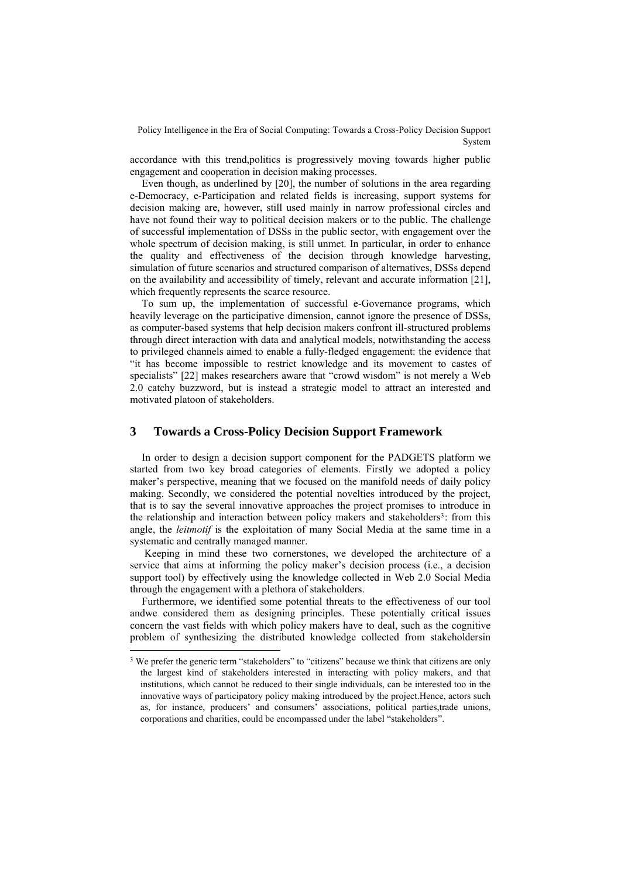accordance with this trend,politics is progressively moving towards higher public engagement and cooperation in decision making processes.

Even though, as underlined by [20], the number of solutions in the area regarding e-Democracy, e-Participation and related fields is increasing, support systems for decision making are, however, still used mainly in narrow professional circles and have not found their way to political decision makers or to the public. The challenge of successful implementation of DSSs in the public sector, with engagement over the whole spectrum of decision making, is still unmet. In particular, in order to enhance the quality and effectiveness of the decision through knowledge harvesting, simulation of future scenarios and structured comparison of alternatives, DSSs depend on the availability and accessibility of timely, relevant and accurate information [21], which frequently represents the scarce resource.

To sum up, the implementation of successful e-Governance programs, which heavily leverage on the participative dimension, cannot ignore the presence of DSSs, as computer-based systems that help decision makers confront ill-structured problems through direct interaction with data and analytical models, notwithstanding the access to privileged channels aimed to enable a fully-fledged engagement: the evidence that "it has become impossible to restrict knowledge and its movement to castes of specialists" [22] makes researchers aware that "crowd wisdom" is not merely a Web 2.0 catchy buzzword, but is instead a strategic model to attract an interested and motivated platoon of stakeholders.

## 3 Towards a Cross-Policy Decision Support Framework

In order to design a decision support component for the PADGETS platform we started from two key broad categories of elements. Firstly we adopted a policy maker's perspective, meaning that we focused on the manifold needs of daily policy making. Secondly, we considered the potential novelties introduced by the project, that is to say the several innovative approaches the project promises to introduce in the relationship and interaction between policy makers and stakeholders[3]: from this angle, the *leitmotif* is the exploitation of many Social Media at the same time in a systematic and centrally managed manner.

Keeping in mind these two cornerstones, we developed the architecture of a service that aims at informing the policy maker's decision process (i.e., a decision support tool) by effectively using the knowledge collected in Web 2.0 Social Media through the engagement with a plethora of stakeholders.

Furthermore, we identified some potential threats to the effectiveness of our tool andwe considered them as designing principles. These potentially critical issues concern the vast fields with which policy makers have to deal, such as the cognitive problem of synthesizing the distributed knowledge collected from stakeholdersin

[3] We prefer the generic term "stakeholders" to "citizens" because we think that citizens are only the largest kind of stakeholders interested in interacting with policy makers, and that institutions, which cannot be reduced to their single individuals, can be interested too in the innovative ways of participatory policy making introduced by the project.Hence, actors such as, for instance, producers' and consumers' associations, political parties,trade unions, corporations and charities, could be encompassed under the label "stakeholders".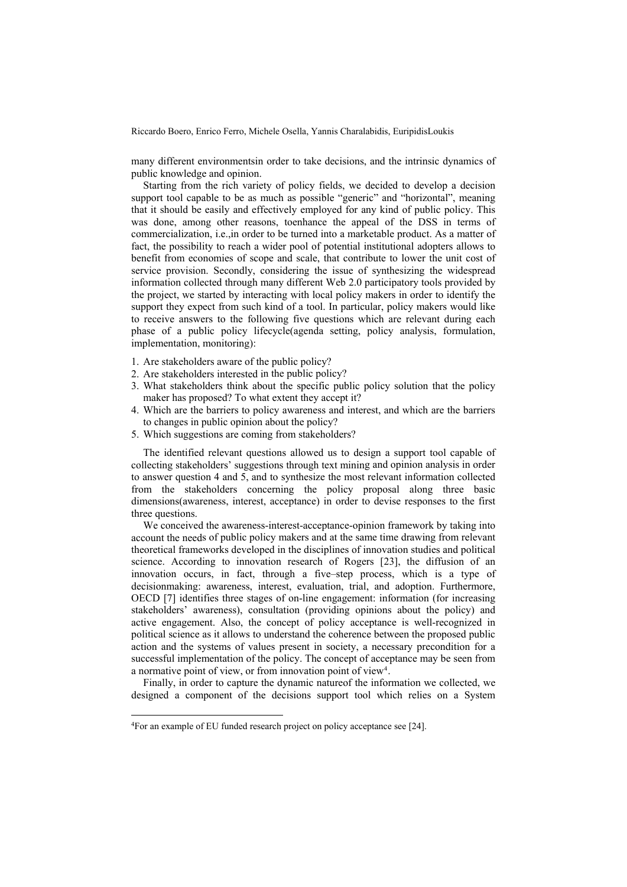many different environmentsin order to take decisions, and the intrinsic dynamics of public knowledge and opinion.

Starting from the rich variety of policy fields, we decided to develop a decision support tool capable to be as much as possible "generic" and "horizontal", meaning that it should be easily and effectively employed for any kind of public policy. This was done, among other reasons, toenhance the appeal of the DSS in terms of commercialization, i.e.,in order to be turned into a marketable product. As a matter of fact, the possibility to reach a wider pool of potential institutional adopters allows to benefit from economies of scope and scale, that contribute to lower the unit cost of service provision. Secondly, considering the issue of synthesizing the widespread information collected through many different Web 2.0 participatory tools provided by the project, we started by interacting with local policy makers in order to identify the support they expect from such kind of a tool. In particular, policy makers would like to receive answers to the following five questions which are relevant during each phase of a public policy lifecycle(agenda setting, policy analysis, formulation, implementation, monitoring):

1. Are stakeholders aware of the public policy?
2. Are stakeholders interested in the public policy?
3. What stakeholders think about the specific public policy solution that the policy maker has proposed? To what extent they accept it?
4. Which are the barriers to policy awareness and interest, and which are the barriers to changes in public opinion about the policy?
5. Which suggestions are coming from stakeholders?

The identified relevant questions allowed us to design a support tool capable of collecting stakeholders' suggestions through text mining and opinion analysis in order to answer question 4 and 5, and to synthesize the most relevant information collected from the stakeholders concerning the policy proposal along three basic dimensions(awareness, interest, acceptance) in order to devise responses to the first three questions.

We conceived the awareness-interest-acceptance-opinion framework by taking into account the needs of public policy makers and at the same time drawing from relevant theoretical frameworks developed in the disciplines of innovation studies and political science. According to innovation research of Rogers [23], the diffusion of an innovation occurs, in fact, through a five–step process, which is a type of decisionmaking: awareness, interest, evaluation, trial, and adoption. Furthermore, OECD [7] identifies three stages of on-line engagement: information (for increasing stakeholders' awareness), consultation (providing opinions about the policy) and active engagement. Also, the concept of policy acceptance is well-recognized in political science as it allows to understand the coherence between the proposed public action and the systems of values present in society, a necessary precondition for a successful implementation of the policy. The concept of acceptance may be seen from a normative point of view, or from innovation point of view[4].

Finally, in order to capture the dynamic natureof the information we collected, we designed a component of the decisions support tool which relies on a System

[4]For an example of EU funded research project on policy acceptance see [24].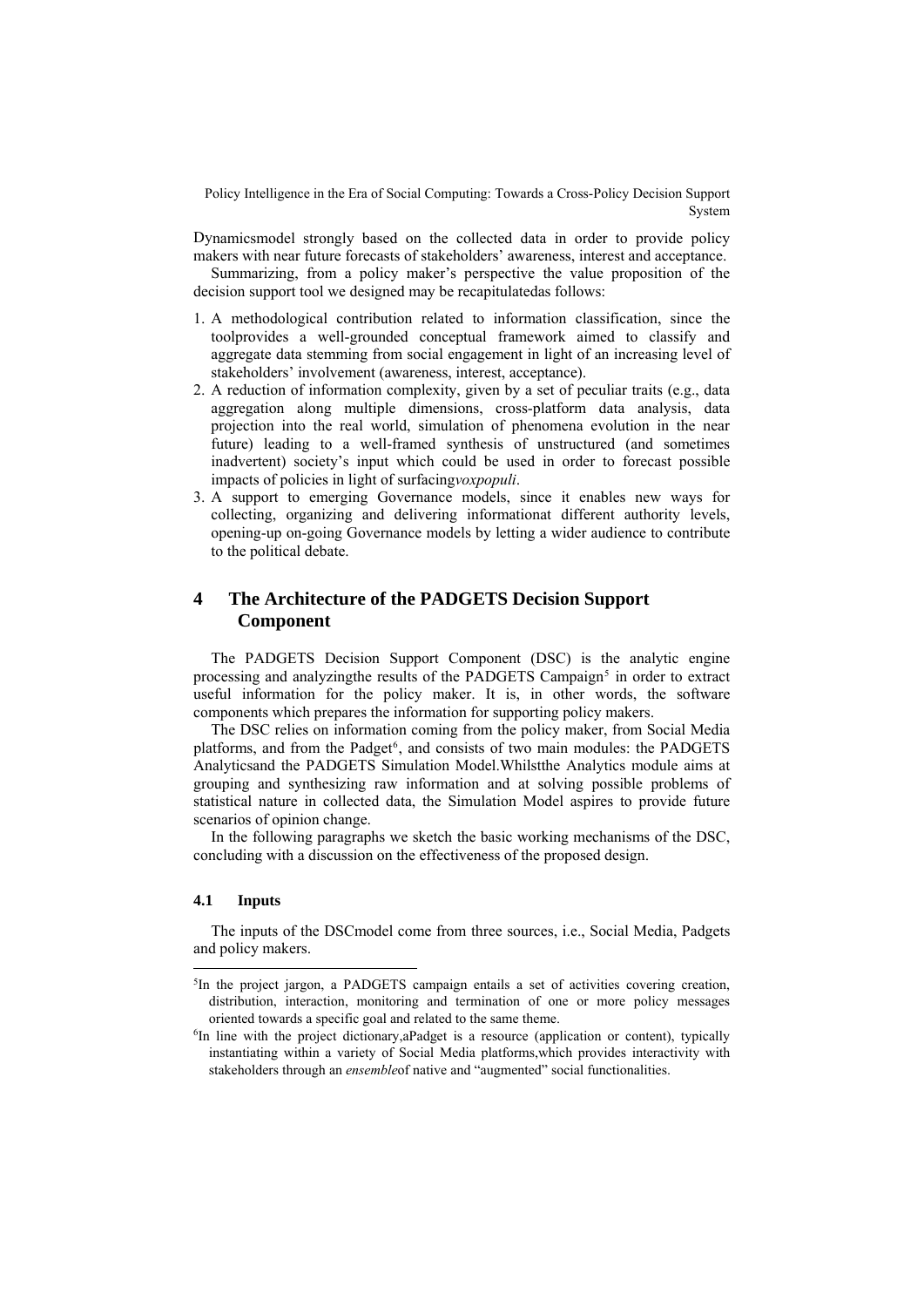Dynamicsmodel strongly based on the collected data in order to provide policy makers with near future forecasts of stakeholders' awareness, interest and acceptance.

Summarizing, from a policy maker's perspective the value proposition of the decision support tool we designed may be recapitulatedas follows:

1. A methodological contribution related to information classification, since the toolprovides a well-grounded conceptual framework aimed to classify and aggregate data stemming from social engagement in light of an increasing level of stakeholders' involvement (awareness, interest, acceptance).
2. A reduction of information complexity, given by a set of peculiar traits (e.g., data aggregation along multiple dimensions, cross-platform data analysis, data projection into the real world, simulation of phenomena evolution in the near future) leading to a well-framed synthesis of unstructured (and sometimes inadvertent) society's input which could be used in order to forecast possible impacts of policies in light of surfacing*voxpopuli*.
3. A support to emerging Governance models, since it enables new ways for collecting, organizing and delivering informationat different authority levels, opening-up on-going Governance models by letting a wider audience to contribute to the political debate.

## 4 The Architecture of the PADGETS Decision Support Component

The PADGETS Decision Support Component (DSC) is the analytic engine processing and analyzingthe results of the PADGETS Campaign[5] in order to extract useful information for the policy maker. It is, in other words, the software components which prepares the information for supporting policy makers.

The DSC relies on information coming from the policy maker, from Social Media platforms, and from the Padget[6], and consists of two main modules: the PADGETS Analyticsand the PADGETS Simulation Model.Whilstthe Analytics module aims at grouping and synthesizing raw information and at solving possible problems of statistical nature in collected data, the Simulation Model aspires to provide future scenarios of opinion change.

In the following paragraphs we sketch the basic working mechanisms of the DSC, concluding with a discussion on the effectiveness of the proposed design.

### 4.1 Inputs

The inputs of the DSCmodel come from three sources, i.e., Social Media, Padgets and policy makers.

[5]In the project jargon, a PADGETS campaign entails a set of activities covering creation, distribution, interaction, monitoring and termination of one or more policy messages oriented towards a specific goal and related to the same theme.

[6]In line with the project dictionary,aPadget is a resource (application or content), typically instantiating within a variety of Social Media platforms,which provides interactivity with stakeholders through an *ensemble*of native and "augmented" social functionalities.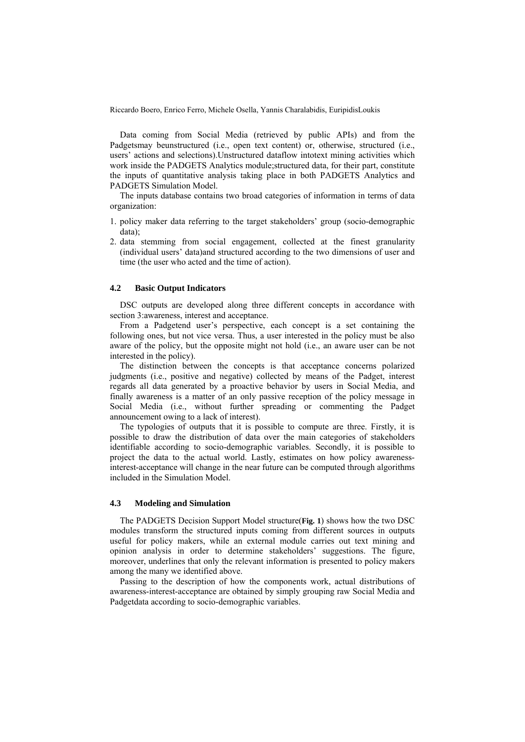Data coming from Social Media (retrieved by public APIs) and from the Padgetsmay beunstructured (i.e., open text content) or, otherwise, structured (i.e., users' actions and selections).Unstructured dataflow intotext mining activities which work inside the PADGETS Analytics module;structured data, for their part, constitute the inputs of quantitative analysis taking place in both PADGETS Analytics and PADGETS Simulation Model.

The inputs database contains two broad categories of information in terms of data organization:

1. policy maker data referring to the target stakeholders' group (socio-demographic data);
2. data stemming from social engagement, collected at the finest granularity (individual users' data)and structured according to the two dimensions of user and time (the user who acted and the time of action).

### 4.2 Basic Output Indicators

DSC outputs are developed along three different concepts in accordance with section 3:awareness, interest and acceptance.

From a Padgetend user's perspective, each concept is a set containing the following ones, but not vice versa. Thus, a user interested in the policy must be also aware of the policy, but the opposite might not hold (i.e., an aware user can be not interested in the policy).

The distinction between the concepts is that acceptance concerns polarized judgments (i.e., positive and negative) collected by means of the Padget, interest regards all data generated by a proactive behavior by users in Social Media, and finally awareness is a matter of an only passive reception of the policy message in Social Media (i.e., without further spreading or commenting the Padget announcement owing to a lack of interest).

The typologies of outputs that it is possible to compute are three. Firstly, it is possible to draw the distribution of data over the main categories of stakeholders identifiable according to socio-demographic variables. Secondly, it is possible to project the data to the actual world. Lastly, estimates on how policy awareness-interest-acceptance will change in the near future can be computed through algorithms included in the Simulation Model.

### 4.3 Modeling and Simulation

The PADGETS Decision Support Model structure(**Fig. 1**) shows how the two DSC modules transform the structured inputs coming from different sources in outputs useful for policy makers, while an external module carries out text mining and opinion analysis in order to determine stakeholders' suggestions. The figure, moreover, underlines that only the relevant information is presented to policy makers among the many we identified above.

Passing to the description of how the components work, actual distributions of awareness-interest-acceptance are obtained by simply grouping raw Social Media and Padgetdata according to socio-demographic variables.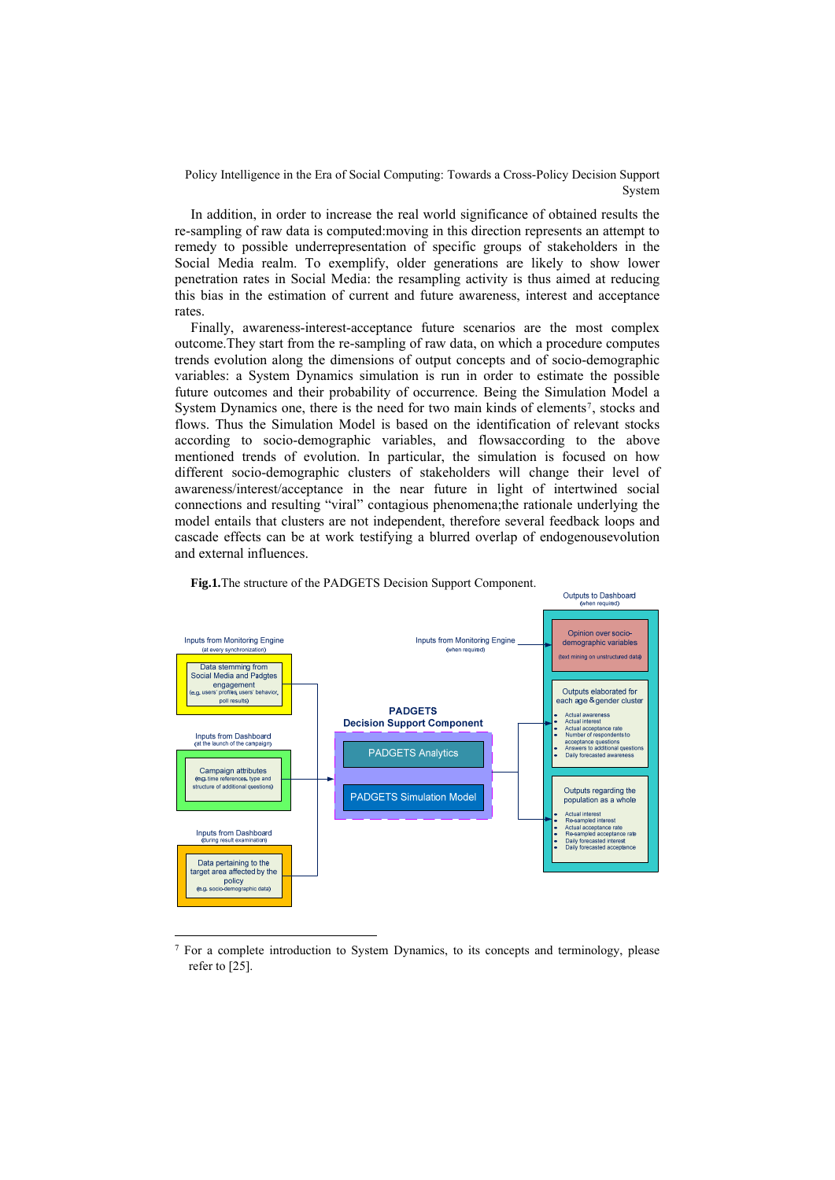In addition, in order to increase the real world significance of obtained results the re-sampling of raw data is computed:moving in this direction represents an attempt to remedy to possible underrepresentation of specific groups of stakeholders in the Social Media realm. To exemplify, older generations are likely to show lower penetration rates in Social Media: the resampling activity is thus aimed at reducing this bias in the estimation of current and future awareness, interest and acceptance rates.

Finally, awareness-interest-acceptance future scenarios are the most complex outcome.They start from the re-sampling of raw data, on which a procedure computes trends evolution along the dimensions of output concepts and of socio-demographic variables: a System Dynamics simulation is run in order to estimate the possible future outcomes and their probability of occurrence. Being the Simulation Model a System Dynamics one, there is the need for two main kinds of elements[7], stocks and flows. Thus the Simulation Model is based on the identification of relevant stocks according to socio-demographic variables, and flowsaccording to the above mentioned trends of evolution. In particular, the simulation is focused on how different socio-demographic clusters of stakeholders will change their level of awareness/interest/acceptance in the near future in light of intertwined social connections and resulting "viral" contagious phenomena;the rationale underlying the model entails that clusters are not independent, therefore several feedback loops and cascade effects can be at work testifying a blurred overlap of endogenousevolution and external influences.

**Fig.1.**The structure of the PADGETS Decision Support Component.

Inputs from Monitoring Engine (at every synchronization)

Data stemming from Social Media and Padgtes engagement (e.g. users' profiles, users' behavior, poll results)

Inputs from Dashboard (at the launch of the campaign)

Campaign attributes (e.g. time references, type and structure of additional questions)

Inputs from Dashboard (during result examination)

Data pertaining to the target area affected by the policy (e.g. socio-demographic data)

Inputs from Monitoring Engine (when required)

PADGETS Decision Support Component

PADGETS Analytics

PADGETS Simulation Model

Outputs to Dashboard (when required)

Opinion over socio-demographic variables (text mining on unstructured data)

Outputs elaborated for each age & gender cluster

- Actual awareness
- Actual interest
- Actual acceptance rate
- Number of respondents to acceptance questions
- Answers to additional questions
- Daily forecasted awareness

Outputs regarding the population as a whole

- Actual interest
- Re-sampled interest
- Actual acceptance rate
- Re-sampled acceptance rate
- Daily forecasted interest
- Daily forecasted acceptance

[7] For a complete introduction to System Dynamics, to its concepts and terminology, please refer to [25].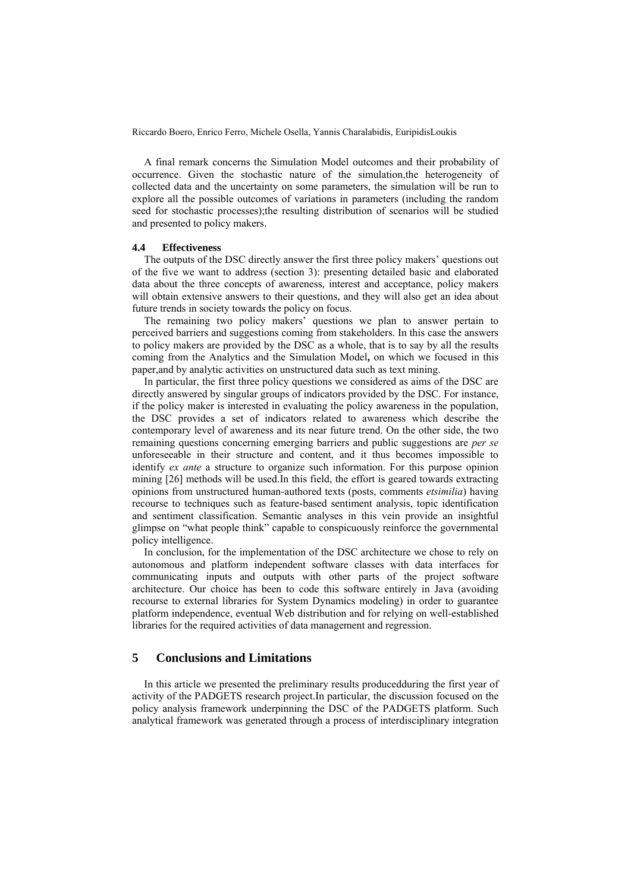A final remark concerns the Simulation Model outcomes and their probability of occurrence. Given the stochastic nature of the simulation,the heterogeneity of collected data and the uncertainty on some parameters, the simulation will be run to explore all the possible outcomes of variations in parameters (including the random seed for stochastic processes);the resulting distribution of scenarios will be studied and presented to policy makers.

### 4.4 Effectiveness

The outputs of the DSC directly answer the first three policy makers' questions out of the five we want to address (section 3): presenting detailed basic and elaborated data about the three concepts of awareness, interest and acceptance, policy makers will obtain extensive answers to their questions, and they will also get an idea about future trends in society towards the policy on focus.

The remaining two policy makers' questions we plan to answer pertain to perceived barriers and suggestions coming from stakeholders. In this case the answers to policy makers are provided by the DSC as a whole, that is to say by all the results coming from the Analytics and the Simulation Model**,** on which we focused in this paper,and by analytic activities on unstructured data such as text mining.

In particular, the first three policy questions we considered as aims of the DSC are directly answered by singular groups of indicators provided by the DSC. For instance, if the policy maker is interested in evaluating the policy awareness in the population, the DSC provides a set of indicators related to awareness which describe the contemporary level of awareness and its near future trend. On the other side, the two remaining questions concerning emerging barriers and public suggestions are *per se* unforeseeable in their structure and content, and it thus becomes impossible to identify *ex ante* a structure to organize such information. For this purpose opinion mining [26] methods will be used.In this field, the effort is geared towards extracting opinions from unstructured human-authored texts (posts, comments *etsimilia*) having recourse to techniques such as feature-based sentiment analysis, topic identification and sentiment classification. Semantic analyses in this vein provide an insightful glimpse on "what people think" capable to conspicuously reinforce the governmental policy intelligence.

In conclusion, for the implementation of the DSC architecture we chose to rely on autonomous and platform independent software classes with data interfaces for communicating inputs and outputs with other parts of the project software architecture. Our choice has been to code this software entirely in Java (avoiding recourse to external libraries for System Dynamics modeling) in order to guarantee platform independence, eventual Web distribution and for relying on well-established libraries for the required activities of data management and regression.

## 5 Conclusions and Limitations

In this article we presented the preliminary results producedduring the first year of activity of the PADGETS research project.In particular, the discussion focused on the policy analysis framework underpinning the DSC of the PADGETS platform. Such analytical framework was generated through a process of interdisciplinary integration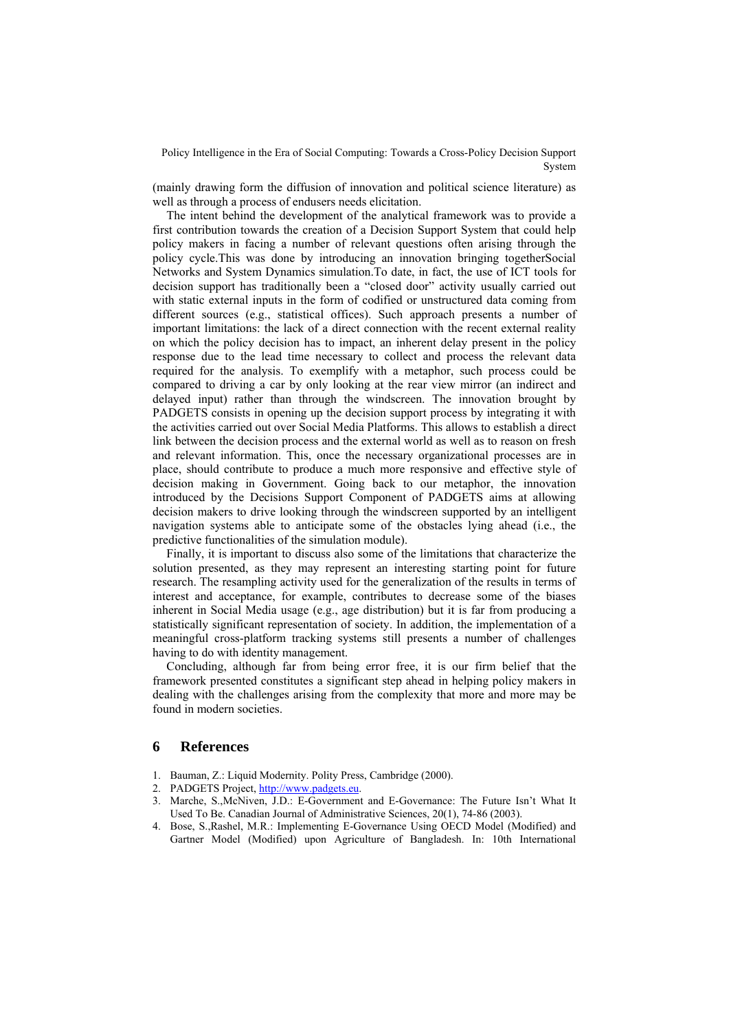(mainly drawing form the diffusion of innovation and political science literature) as well as through a process of endusers needs elicitation.

The intent behind the development of the analytical framework was to provide a first contribution towards the creation of a Decision Support System that could help policy makers in facing a number of relevant questions often arising through the policy cycle.This was done by introducing an innovation bringing togetherSocial Networks and System Dynamics simulation.To date, in fact, the use of ICT tools for decision support has traditionally been a "closed door" activity usually carried out with static external inputs in the form of codified or unstructured data coming from different sources (e.g., statistical offices). Such approach presents a number of important limitations: the lack of a direct connection with the recent external reality on which the policy decision has to impact, an inherent delay present in the policy response due to the lead time necessary to collect and process the relevant data required for the analysis. To exemplify with a metaphor, such process could be compared to driving a car by only looking at the rear view mirror (an indirect and delayed input) rather than through the windscreen. The innovation brought by PADGETS consists in opening up the decision support process by integrating it with the activities carried out over Social Media Platforms. This allows to establish a direct link between the decision process and the external world as well as to reason on fresh and relevant information. This, once the necessary organizational processes are in place, should contribute to produce a much more responsive and effective style of decision making in Government. Going back to our metaphor, the innovation introduced by the Decisions Support Component of PADGETS aims at allowing decision makers to drive looking through the windscreen supported by an intelligent navigation systems able to anticipate some of the obstacles lying ahead (i.e., the predictive functionalities of the simulation module).

Finally, it is important to discuss also some of the limitations that characterize the solution presented, as they may represent an interesting starting point for future research. The resampling activity used for the generalization of the results in terms of interest and acceptance, for example, contributes to decrease some of the biases inherent in Social Media usage (e.g., age distribution) but it is far from producing a statistically significant representation of society. In addition, the implementation of a meaningful cross-platform tracking systems still presents a number of challenges having to do with identity management.

Concluding, although far from being error free, it is our firm belief that the framework presented constitutes a significant step ahead in helping policy makers in dealing with the challenges arising from the complexity that more and more may be found in modern societies.

## 6 References

1. Bauman, Z.: Liquid Modernity. Polity Press, Cambridge (2000).
2. PADGETS Project, http://www.padgets.eu.
3. Marche, S.,McNiven, J.D.: E-Government and E-Governance: The Future Isn't What It Used To Be. Canadian Journal of Administrative Sciences, 20(1), 74-86 (2003).
4. Bose, S.,Rashel, M.R.: Implementing E-Governance Using OECD Model (Modified) and Gartner Model (Modified) upon Agriculture of Bangladesh. In: 10th International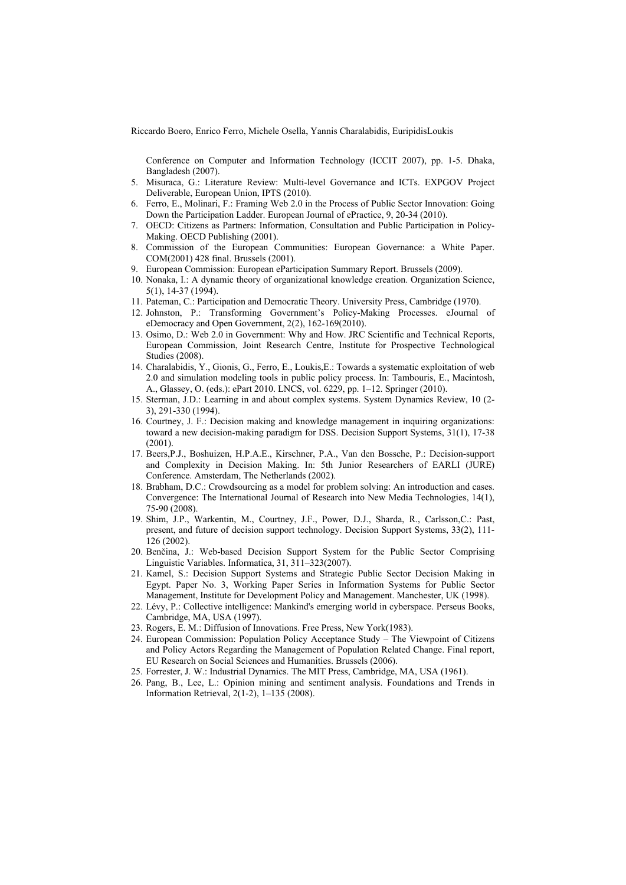Conference on Computer and Information Technology (ICCIT 2007), pp. 1-5. Dhaka, Bangladesh (2007).

5. Misuraca, G.: Literature Review: Multi-level Governance and ICTs. EXPGOV Project Deliverable, European Union, IPTS (2010).
6. Ferro, E., Molinari, F.: Framing Web 2.0 in the Process of Public Sector Innovation: Going Down the Participation Ladder. European Journal of ePractice, 9, 20-34 (2010).
7. OECD: Citizens as Partners: Information, Consultation and Public Participation in Policy-Making. OECD Publishing (2001).
8. Commission of the European Communities: European Governance: a White Paper. COM(2001) 428 final. Brussels (2001).
9. European Commission: European eParticipation Summary Report. Brussels (2009).
10. Nonaka, I.: A dynamic theory of organizational knowledge creation. Organization Science, 5(1), 14-37 (1994).
11. Pateman, C.: Participation and Democratic Theory. University Press, Cambridge (1970).
12. Johnston, P.: Transforming Government's Policy-Making Processes. eJournal of eDemocracy and Open Government, 2(2), 162-169(2010).
13. Osimo, D.: Web 2.0 in Government: Why and How. JRC Scientific and Technical Reports, European Commission, Joint Research Centre, Institute for Prospective Technological Studies (2008).
14. Charalabidis, Y., Gionis, G., Ferro, E., Loukis,E.: Towards a systematic exploitation of web 2.0 and simulation modeling tools in public policy process. In: Tambouris, E., Macintosh, A., Glassey, O. (eds.): ePart 2010. LNCS, vol. 6229, pp. 1–12. Springer (2010).
15. Sterman, J.D.: Learning in and about complex systems. System Dynamics Review, 10 (2-3), 291-330 (1994).
16. Courtney, J. F.: Decision making and knowledge management in inquiring organizations: toward a new decision-making paradigm for DSS. Decision Support Systems, 31(1), 17-38 (2001).
17. Beers,P.J., Boshuizen, H.P.A.E., Kirschner, P.A., Van den Bossche, P.: Decision-support and Complexity in Decision Making. In: 5th Junior Researchers of EARLI (JURE) Conference. Amsterdam, The Netherlands (2002).
18. Brabham, D.C.: Crowdsourcing as a model for problem solving: An introduction and cases. Convergence: The International Journal of Research into New Media Technologies, 14(1), 75-90 (2008).
19. Shim, J.P., Warkentin, M., Courtney, J.F., Power, D.J., Sharda, R., Carlsson,C.: Past, present, and future of decision support technology. Decision Support Systems, 33(2), 111-126 (2002).
20. Benčina, J.: Web-based Decision Support System for the Public Sector Comprising Linguistic Variables. Informatica, 31, 311–323(2007).
21. Kamel, S.: Decision Support Systems and Strategic Public Sector Decision Making in Egypt. Paper No. 3, Working Paper Series in Information Systems for Public Sector Management, Institute for Development Policy and Management. Manchester, UK (1998).
22. Lévy, P.: Collective intelligence: Mankind's emerging world in cyberspace. Perseus Books, Cambridge, MA, USA (1997).
23. Rogers, E. M.: Diffusion of Innovations. Free Press, New York(1983).
24. European Commission: Population Policy Acceptance Study – The Viewpoint of Citizens and Policy Actors Regarding the Management of Population Related Change. Final report, EU Research on Social Sciences and Humanities. Brussels (2006).
25. Forrester, J. W.: Industrial Dynamics. The MIT Press, Cambridge, MA, USA (1961).
26. Pang, B., Lee, L.: Opinion mining and sentiment analysis. Foundations and Trends in Information Retrieval, 2(1-2), 1–135 (2008).